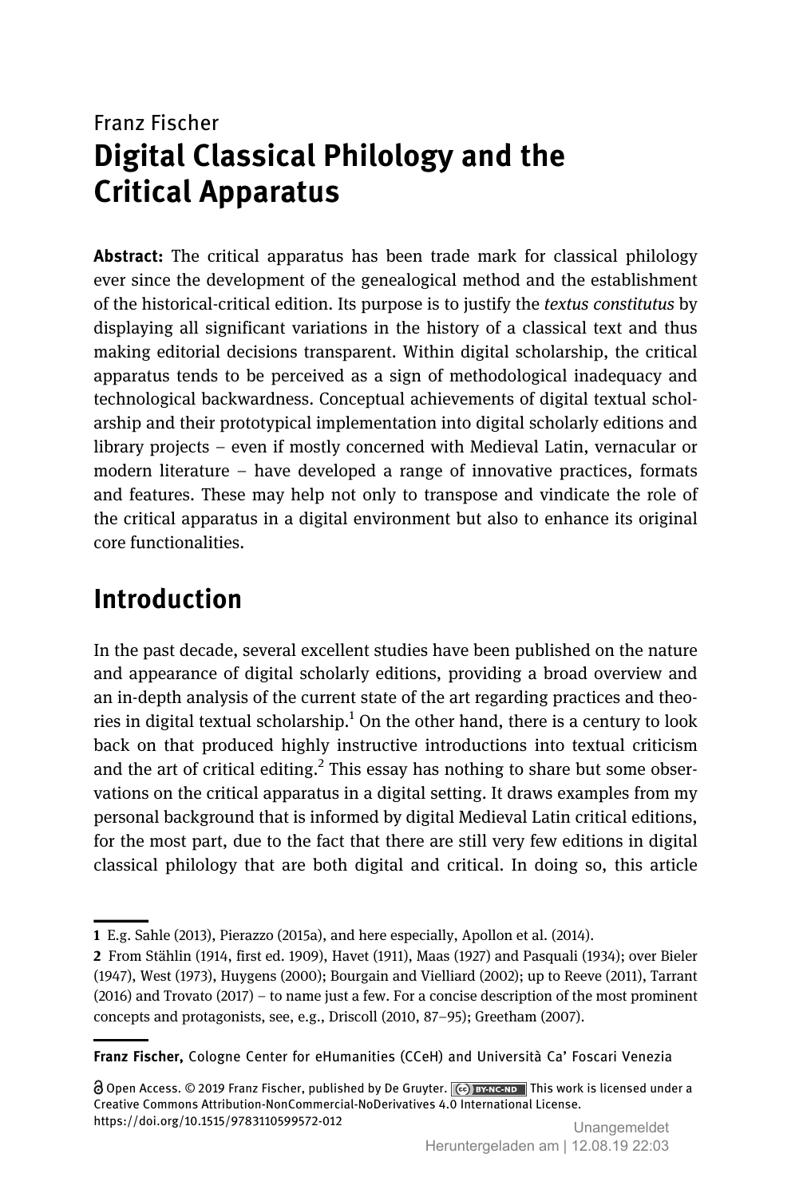Franz Fischer

# Digital Classical Philology and the Critical Apparatus

**Abstract:** The critical apparatus has been trade mark for classical philology ever since the development of the genealogical method and the establishment of the historical-critical edition. Its purpose is to justify the *textus constitutus* by displaying all significant variations in the history of a classical text and thus making editorial decisions transparent. Within digital scholarship, the critical apparatus tends to be perceived as a sign of methodological inadequacy and technological backwardness. Conceptual achievements of digital textual scholarship and their prototypical implementation into digital scholarly editions and library projects – even if mostly concerned with Medieval Latin, vernacular or modern literature – have developed a range of innovative practices, formats and features. These may help not only to transpose and vindicate the role of the critical apparatus in a digital environment but also to enhance its original core functionalities.

## Introduction

In the past decade, several excellent studies have been published on the nature and appearance of digital scholarly editions, providing a broad overview and an in-depth analysis of the current state of the art regarding practices and theories in digital textual scholarship.[1] On the other hand, there is a century to look back on that produced highly instructive introductions into textual criticism and the art of critical editing.[2] This essay has nothing to share but some observations on the critical apparatus in a digital setting. It draws examples from my personal background that is informed by digital Medieval Latin critical editions, for the most part, due to the fact that there are still very few editions in digital classical philology that are both digital and critical. In doing so, this article

---

**1** E.g. Sahle (2013), Pierazzo (2015a), and here especially, Apollon et al. (2014).

**2** From Stählin (1914, first ed. 1909), Havet (1911), Maas (1927) and Pasquali (1934); over Bieler (1947), West (1973), Huygens (2000); Bourgain and Vielliard (2002); up to Reeve (2011), Tarrant (2016) and Trovato (2017) – to name just a few. For a concise description of the most prominent concepts and protagonists, see, e.g., Driscoll (2010, 87–95); Greetham (2007).

**Franz Fischer,** Cologne Center for eHumanities (CCeH) and Università Ca' Foscari Venezia

Open Access. © 2019 Franz Fischer, published by De Gruyter. This work is licensed under a Creative Commons Attribution-NonCommercial-NoDerivatives 4.0 International License.
https://doi.org/10.1515/9783110599572-012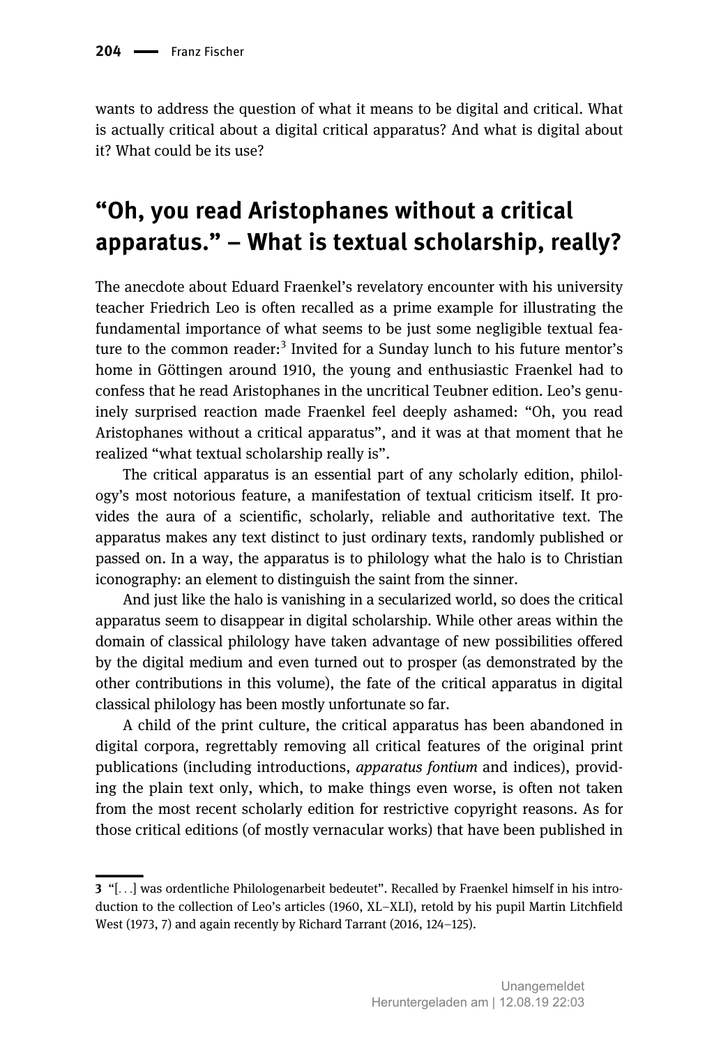wants to address the question of what it means to be digital and critical. What is actually critical about a digital critical apparatus? And what is digital about it? What could be its use?

## "Oh, you read Aristophanes without a critical apparatus." – What is textual scholarship, really?

The anecdote about Eduard Fraenkel's revelatory encounter with his university teacher Friedrich Leo is often recalled as a prime example for illustrating the fundamental importance of what seems to be just some negligible textual feature to the common reader:[3] Invited for a Sunday lunch to his future mentor's home in Göttingen around 1910, the young and enthusiastic Fraenkel had to confess that he read Aristophanes in the uncritical Teubner edition. Leo's genuinely surprised reaction made Fraenkel feel deeply ashamed: "Oh, you read Aristophanes without a critical apparatus", and it was at that moment that he realized "what textual scholarship really is".

The critical apparatus is an essential part of any scholarly edition, philology's most notorious feature, a manifestation of textual criticism itself. It provides the aura of a scientific, scholarly, reliable and authoritative text. The apparatus makes any text distinct to just ordinary texts, randomly published or passed on. In a way, the apparatus is to philology what the halo is to Christian iconography: an element to distinguish the saint from the sinner.

And just like the halo is vanishing in a secularized world, so does the critical apparatus seem to disappear in digital scholarship. While other areas within the domain of classical philology have taken advantage of new possibilities offered by the digital medium and even turned out to prosper (as demonstrated by the other contributions in this volume), the fate of the critical apparatus in digital classical philology has been mostly unfortunate so far.

A child of the print culture, the critical apparatus has been abandoned in digital corpora, regrettably removing all critical features of the original print publications (including introductions, *apparatus fontium* and indices), providing the plain text only, which, to make things even worse, is often not taken from the most recent scholarly edition for restrictive copyright reasons. As for those critical editions (of mostly vernacular works) that have been published in

---

**3** "[. . .] was ordentliche Philologenarbeit bedeutet". Recalled by Fraenkel himself in his introduction to the collection of Leo's articles (1960, XL–XLI), retold by his pupil Martin Litchfield West (1973, 7) and again recently by Richard Tarrant (2016, 124–125).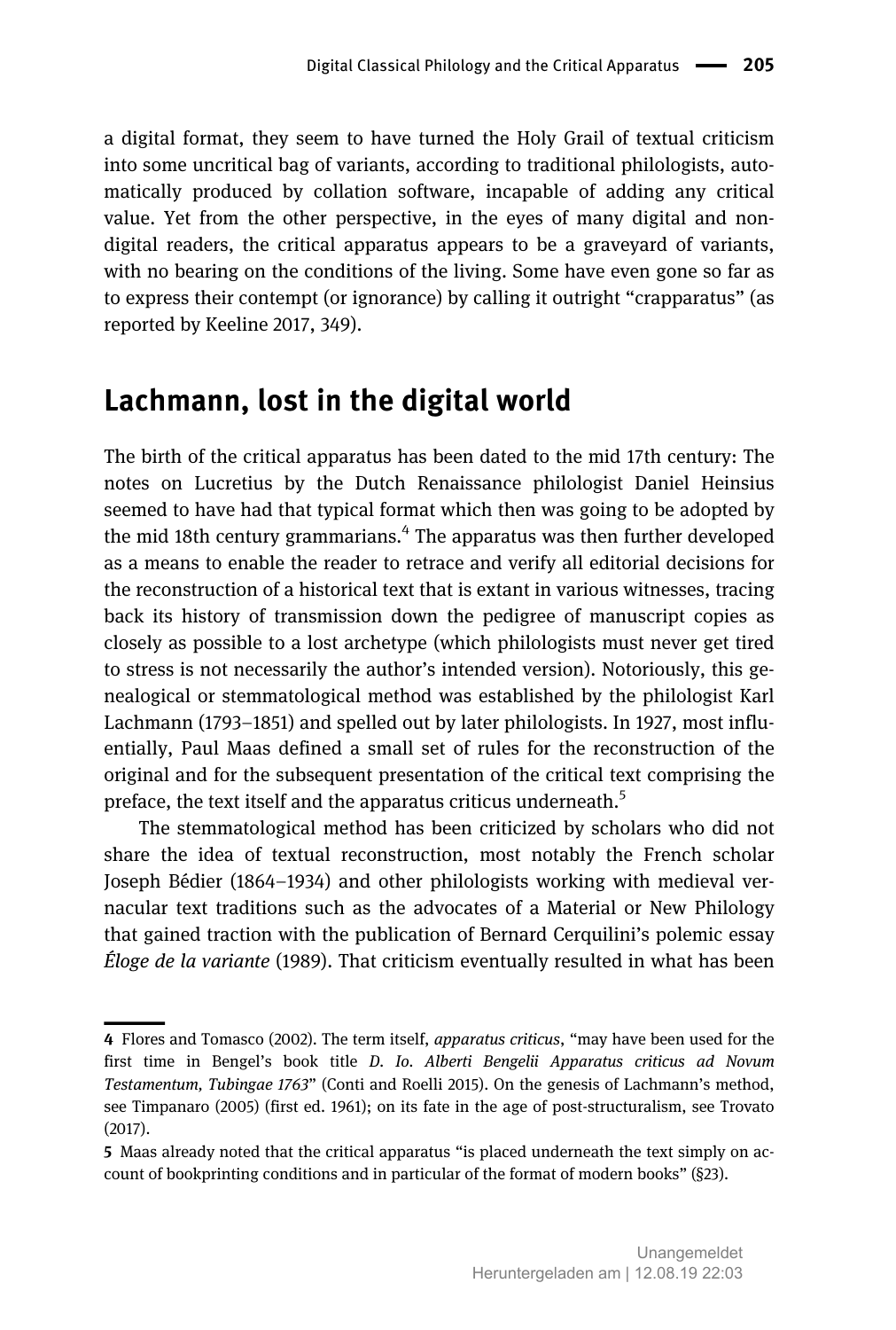a digital format, they seem to have turned the Holy Grail of textual criticism into some uncritical bag of variants, according to traditional philologists, automatically produced by collation software, incapable of adding any critical value. Yet from the other perspective, in the eyes of many digital and non-digital readers, the critical apparatus appears to be a graveyard of variants, with no bearing on the conditions of the living. Some have even gone so far as to express their contempt (or ignorance) by calling it outright "crapparatus" (as reported by Keeline 2017, 349).

## Lachmann, lost in the digital world

The birth of the critical apparatus has been dated to the mid 17th century: The notes on Lucretius by the Dutch Renaissance philologist Daniel Heinsius seemed to have had that typical format which then was going to be adopted by the mid 18th century grammarians.[4] The apparatus was then further developed as a means to enable the reader to retrace and verify all editorial decisions for the reconstruction of a historical text that is extant in various witnesses, tracing back its history of transmission down the pedigree of manuscript copies as closely as possible to a lost archetype (which philologists must never get tired to stress is not necessarily the author's intended version). Notoriously, this genealogical or stemmatological method was established by the philologist Karl Lachmann (1793–1851) and spelled out by later philologists. In 1927, most influentially, Paul Maas defined a small set of rules for the reconstruction of the original and for the subsequent presentation of the critical text comprising the preface, the text itself and the apparatus criticus underneath.[5]

The stemmatological method has been criticized by scholars who did not share the idea of textual reconstruction, most notably the French scholar Joseph Bédier (1864–1934) and other philologists working with medieval vernacular text traditions such as the advocates of a Material or New Philology that gained traction with the publication of Bernard Cerquilini's polemic essay *Éloge de la variante* (1989). That criticism eventually resulted in what has been

---

4 Flores and Tomasco (2002). The term itself, *apparatus criticus*, "may have been used for the first time in Bengel's book title *D. Io. Alberti Bengelii Apparatus criticus ad Novum Testamentum, Tubingae 1763*" (Conti and Roelli 2015). On the genesis of Lachmann's method, see Timpanaro (2005) (first ed. 1961); on its fate in the age of post-structuralism, see Trovato (2017).

5 Maas already noted that the critical apparatus "is placed underneath the text simply on account of bookprinting conditions and in particular of the format of modern books" (§23).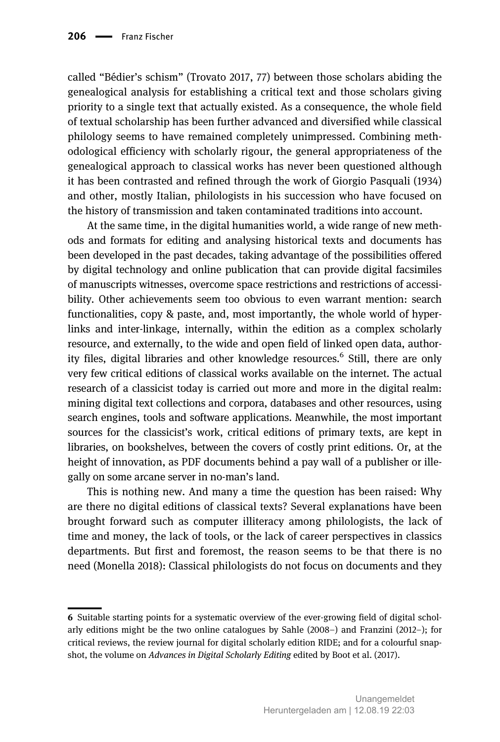called “Bédier’s schism” (Trovato 2017, 77) between those scholars abiding the genealogical analysis for establishing a critical text and those scholars giving priority to a single text that actually existed. As a consequence, the whole field of textual scholarship has been further advanced and diversified while classical philology seems to have remained completely unimpressed. Combining methodological efficiency with scholarly rigour, the general appropriateness of the genealogical approach to classical works has never been questioned although it has been contrasted and refined through the work of Giorgio Pasquali (1934) and other, mostly Italian, philologists in his succession who have focused on the history of transmission and taken contaminated traditions into account.

At the same time, in the digital humanities world, a wide range of new methods and formats for editing and analysing historical texts and documents has been developed in the past decades, taking advantage of the possibilities offered by digital technology and online publication that can provide digital facsimiles of manuscripts witnesses, overcome space restrictions and restrictions of accessibility. Other achievements seem too obvious to even warrant mention: search functionalities, copy & paste, and, most importantly, the whole world of hyperlinks and inter-linkage, internally, within the edition as a complex scholarly resource, and externally, to the wide and open field of linked open data, authority files, digital libraries and other knowledge resources.[6] Still, there are only very few critical editions of classical works available on the internet. The actual research of a classicist today is carried out more and more in the digital realm: mining digital text collections and corpora, databases and other resources, using search engines, tools and software applications. Meanwhile, the most important sources for the classicist’s work, critical editions of primary texts, are kept in libraries, on bookshelves, between the covers of costly print editions. Or, at the height of innovation, as PDF documents behind a pay wall of a publisher or illegally on some arcane server in no-man’s land.

This is nothing new. And many a time the question has been raised: Why are there no digital editions of classical texts? Several explanations have been brought forward such as computer illiteracy among philologists, the lack of time and money, the lack of tools, or the lack of career perspectives in classics departments. But first and foremost, the reason seems to be that there is no need (Monella 2018): Classical philologists do not focus on documents and they

---

6 Suitable starting points for a systematic overview of the ever-growing field of digital scholarly editions might be the two online catalogues by Sahle (2008–) and Franzini (2012–); for critical reviews, the review journal for digital scholarly edition RIDE; and for a colourful snapshot, the volume on *Advances in Digital Scholarly Editing* edited by Boot et al. (2017).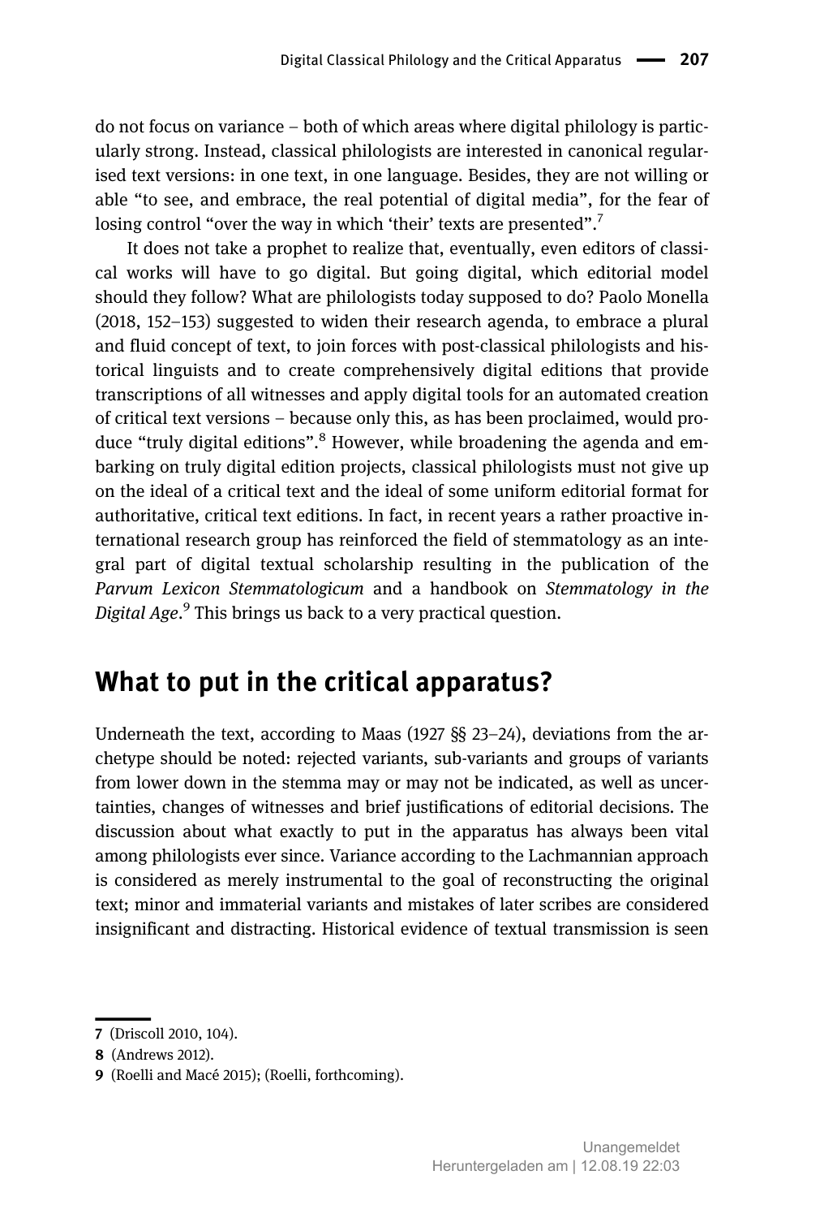do not focus on variance – both of which areas where digital philology is particularly strong. Instead, classical philologists are interested in canonical regularised text versions: in one text, in one language. Besides, they are not willing or able "to see, and embrace, the real potential of digital media", for the fear of losing control "over the way in which 'their' texts are presented".[7]

It does not take a prophet to realize that, eventually, even editors of classical works will have to go digital. But going digital, which editorial model should they follow? What are philologists today supposed to do? Paolo Monella (2018, 152–153) suggested to widen their research agenda, to embrace a plural and fluid concept of text, to join forces with post-classical philologists and historical linguists and to create comprehensively digital editions that provide transcriptions of all witnesses and apply digital tools for an automated creation of critical text versions – because only this, as has been proclaimed, would produce "truly digital editions".[8] However, while broadening the agenda and embarking on truly digital edition projects, classical philologists must not give up on the ideal of a critical text and the ideal of some uniform editorial format for authoritative, critical text editions. In fact, in recent years a rather proactive international research group has reinforced the field of stemmatology as an integral part of digital textual scholarship resulting in the publication of the *Parvum Lexicon Stemmatologicum* and a handbook on *Stemmatology in the Digital Age*.[9] This brings us back to a very practical question.

## What to put in the critical apparatus?

Underneath the text, according to Maas (1927 §§ 23–24), deviations from the archetype should be noted: rejected variants, sub-variants and groups of variants from lower down in the stemma may or may not be indicated, as well as uncertainties, changes of witnesses and brief justifications of editorial decisions. The discussion about what exactly to put in the apparatus has always been vital among philologists ever since. Variance according to the Lachmannian approach is considered as merely instrumental to the goal of reconstructing the original text; minor and immaterial variants and mistakes of later scribes are considered insignificant and distracting. Historical evidence of textual transmission is seen

---

7 (Driscoll 2010, 104).

8 (Andrews 2012).

9 (Roelli and Macé 2015); (Roelli, forthcoming).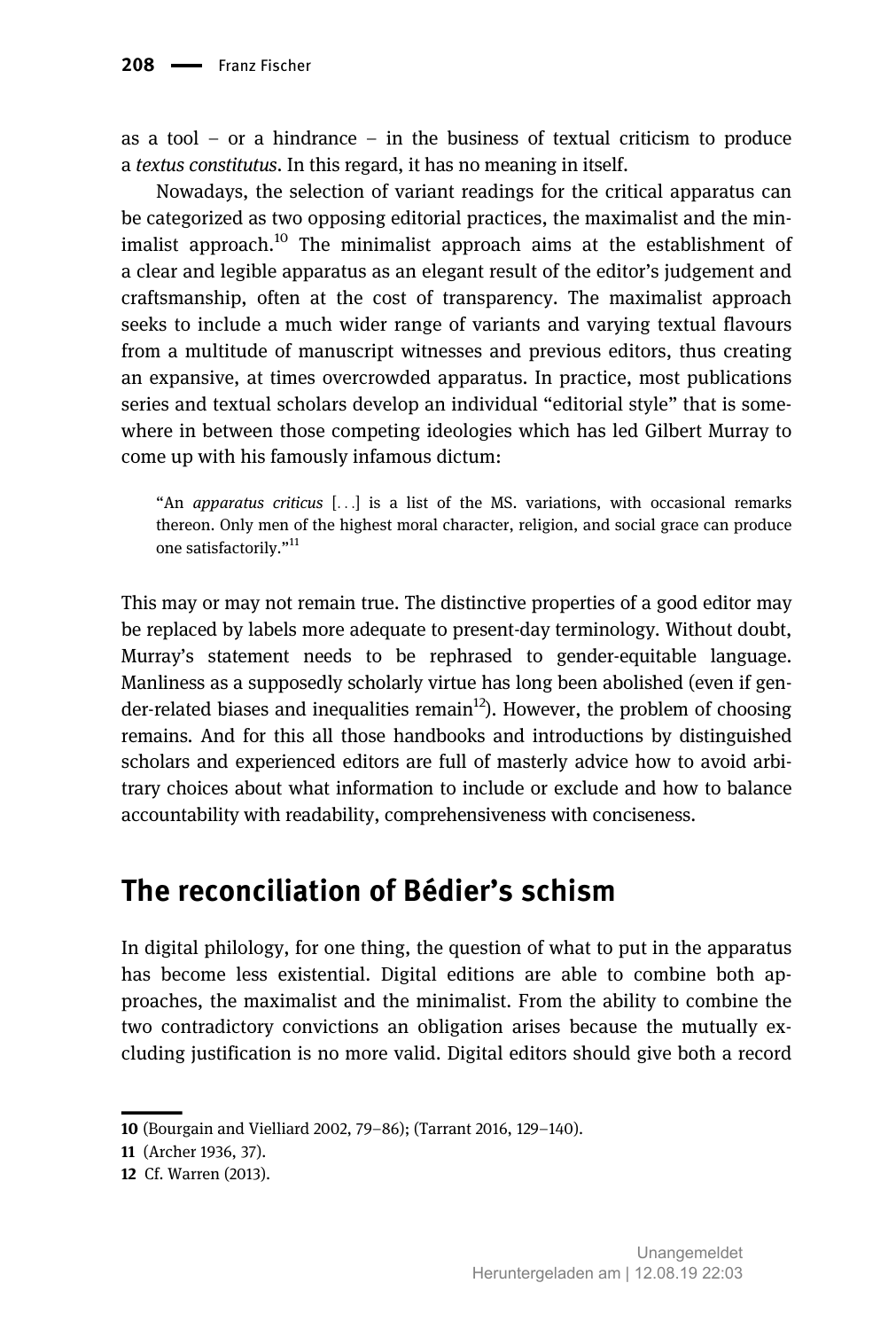as a tool – or a hindrance – in the business of textual criticism to produce a *textus constitutus*. In this regard, it has no meaning in itself.

Nowadays, the selection of variant readings for the critical apparatus can be categorized as two opposing editorial practices, the maximalist and the minimalist approach.[10] The minimalist approach aims at the establishment of a clear and legible apparatus as an elegant result of the editor's judgement and craftsmanship, often at the cost of transparency. The maximalist approach seeks to include a much wider range of variants and varying textual flavours from a multitude of manuscript witnesses and previous editors, thus creating an expansive, at times overcrowded apparatus. In practice, most publications series and textual scholars develop an individual "editorial style" that is somewhere in between those competing ideologies which has led Gilbert Murray to come up with his famously infamous dictum:

> "An *apparatus criticus* [...] is a list of the MS. variations, with occasional remarks thereon. Only men of the highest moral character, religion, and social grace can produce one satisfactorily."[11]

This may or may not remain true. The distinctive properties of a good editor may be replaced by labels more adequate to present-day terminology. Without doubt, Murray's statement needs to be rephrased to gender-equitable language. Manliness as a supposedly scholarly virtue has long been abolished (even if gender-related biases and inequalities remain[12]). However, the problem of choosing remains. And for this all those handbooks and introductions by distinguished scholars and experienced editors are full of masterly advice how to avoid arbitrary choices about what information to include or exclude and how to balance accountability with readability, comprehensiveness with conciseness.

## The reconciliation of Bédier's schism

In digital philology, for one thing, the question of what to put in the apparatus has become less existential. Digital editions are able to combine both approaches, the maximalist and the minimalist. From the ability to combine the two contradictory convictions an obligation arises because the mutually excluding justification is no more valid. Digital editors should give both a record

---

10 (Bourgain and Vielliard 2002, 79–86); (Tarrant 2016, 129–140).

11 (Archer 1936, 37).

12 Cf. Warren (2013).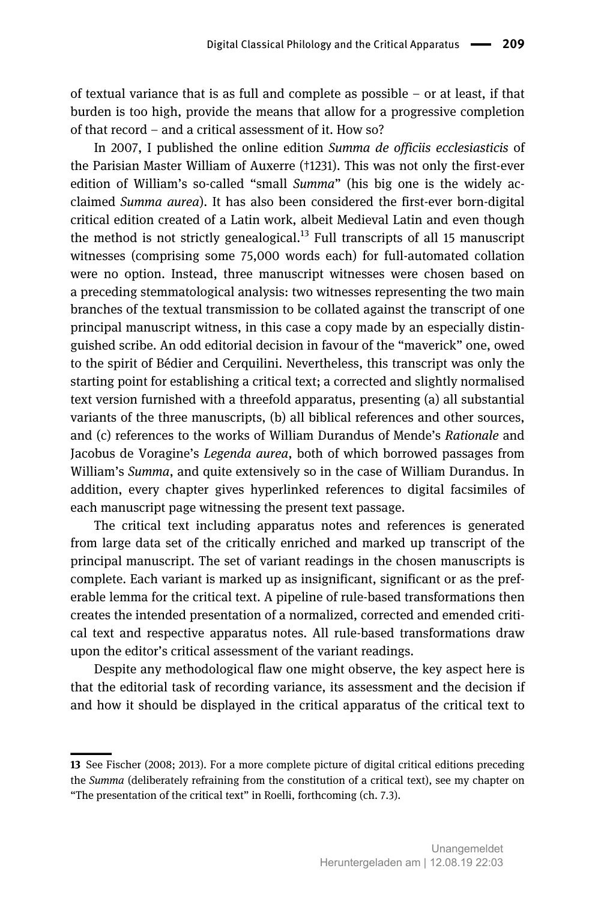of textual variance that is as full and complete as possible – or at least, if that burden is too high, provide the means that allow for a progressive completion of that record – and a critical assessment of it. How so?

In 2007, I published the online edition *Summa de officiis ecclesiasticis* of the Parisian Master William of Auxerre (†1231). This was not only the first-ever edition of William's so-called "small *Summa*" (his big one is the widely acclaimed *Summa aurea*). It has also been considered the first-ever born-digital critical edition created of a Latin work, albeit Medieval Latin and even though the method is not strictly genealogical.[13] Full transcripts of all 15 manuscript witnesses (comprising some 75,000 words each) for full-automated collation were no option. Instead, three manuscript witnesses were chosen based on a preceding stemmatological analysis: two witnesses representing the two main branches of the textual transmission to be collated against the transcript of one principal manuscript witness, in this case a copy made by an especially distinguished scribe. An odd editorial decision in favour of the "maverick" one, owed to the spirit of Bédier and Cerquilini. Nevertheless, this transcript was only the starting point for establishing a critical text; a corrected and slightly normalised text version furnished with a threefold apparatus, presenting (a) all substantial variants of the three manuscripts, (b) all biblical references and other sources, and (c) references to the works of William Durandus of Mende's *Rationale* and Jacobus de Voragine's *Legenda aurea*, both of which borrowed passages from William's *Summa*, and quite extensively so in the case of William Durandus. In addition, every chapter gives hyperlinked references to digital facsimiles of each manuscript page witnessing the present text passage.

The critical text including apparatus notes and references is generated from large data set of the critically enriched and marked up transcript of the principal manuscript. The set of variant readings in the chosen manuscripts is complete. Each variant is marked up as insignificant, significant or as the preferable lemma for the critical text. A pipeline of rule-based transformations then creates the intended presentation of a normalized, corrected and emended critical text and respective apparatus notes. All rule-based transformations draw upon the editor's critical assessment of the variant readings.

Despite any methodological flaw one might observe, the key aspect here is that the editorial task of recording variance, its assessment and the decision if and how it should be displayed in the critical apparatus of the critical text to

---

13 See Fischer (2008; 2013). For a more complete picture of digital critical editions preceding the *Summa* (deliberately refraining from the constitution of a critical text), see my chapter on "The presentation of the critical text" in Roelli, forthcoming (ch. 7.3).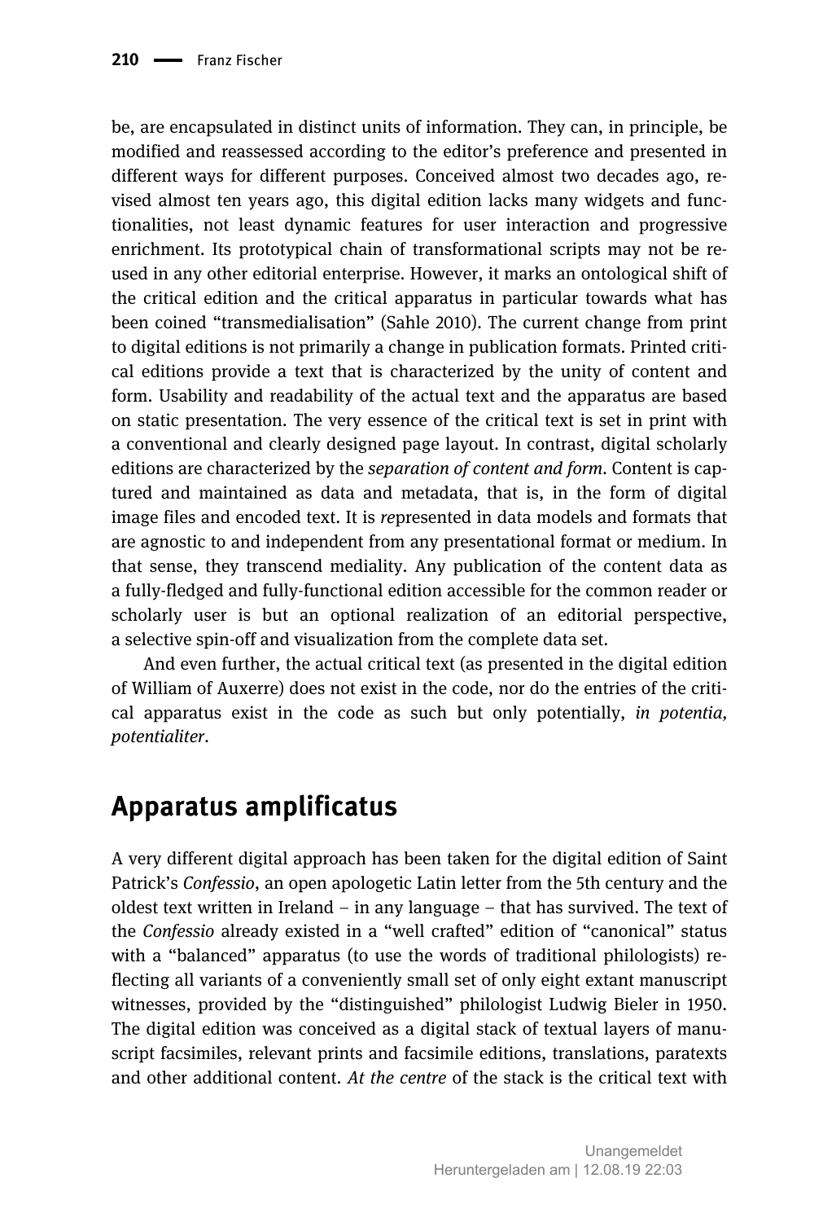be, are encapsulated in distinct units of information. They can, in principle, be modified and reassessed according to the editor's preference and presented in different ways for different purposes. Conceived almost two decades ago, revised almost ten years ago, this digital edition lacks many widgets and functionalities, not least dynamic features for user interaction and progressive enrichment. Its prototypical chain of transformational scripts may not be reused in any other editorial enterprise. However, it marks an ontological shift of the critical edition and the critical apparatus in particular towards what has been coined "transmedialisation" (Sahle 2010). The current change from print to digital editions is not primarily a change in publication formats. Printed critical editions provide a text that is characterized by the unity of content and form. Usability and readability of the actual text and the apparatus are based on static presentation. The very essence of the critical text is set in print with a conventional and clearly designed page layout. In contrast, digital scholarly editions are characterized by the *separation of content and form*. Content is captured and maintained as data and metadata, that is, in the form of digital image files and encoded text. It is *re*presented in data models and formats that are agnostic to and independent from any presentational format or medium. In that sense, they transcend mediality. Any publication of the content data as a fully-fledged and fully-functional edition accessible for the common reader or scholarly user is but an optional realization of an editorial perspective, a selective spin-off and visualization from the complete data set.

And even further, the actual critical text (as presented in the digital edition of William of Auxerre) does not exist in the code, nor do the entries of the critical apparatus exist in the code as such but only potentially, *in potentia, potentialiter*.

## Apparatus amplificatus

A very different digital approach has been taken for the digital edition of Saint Patrick's *Confessio*, an open apologetic Latin letter from the 5th century and the oldest text written in Ireland – in any language – that has survived. The text of the *Confessio* already existed in a "well crafted" edition of "canonical" status with a "balanced" apparatus (to use the words of traditional philologists) reflecting all variants of a conveniently small set of only eight extant manuscript witnesses, provided by the "distinguished" philologist Ludwig Bieler in 1950. The digital edition was conceived as a digital stack of textual layers of manuscript facsimiles, relevant prints and facsimile editions, translations, paratexts and other additional content. *At the centre* of the stack is the critical text with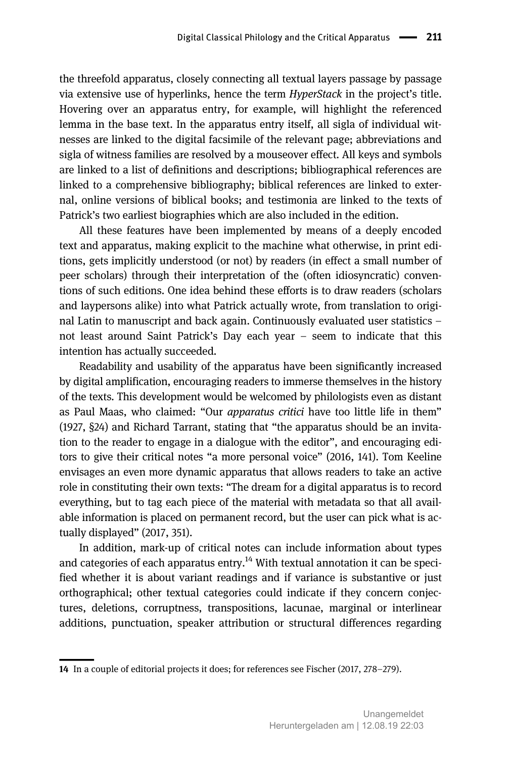the threefold apparatus, closely connecting all textual layers passage by passage via extensive use of hyperlinks, hence the term *HyperStack* in the project's title. Hovering over an apparatus entry, for example, will highlight the referenced lemma in the base text. In the apparatus entry itself, all sigla of individual witnesses are linked to the digital facsimile of the relevant page; abbreviations and sigla of witness families are resolved by a mouseover effect. All keys and symbols are linked to a list of definitions and descriptions; bibliographical references are linked to a comprehensive bibliography; biblical references are linked to external, online versions of biblical books; and testimonia are linked to the texts of Patrick's two earliest biographies which are also included in the edition.

All these features have been implemented by means of a deeply encoded text and apparatus, making explicit to the machine what otherwise, in print editions, gets implicitly understood (or not) by readers (in effect a small number of peer scholars) through their interpretation of the (often idiosyncratic) conventions of such editions. One idea behind these efforts is to draw readers (scholars and laypersons alike) into what Patrick actually wrote, from translation to original Latin to manuscript and back again. Continuously evaluated user statistics – not least around Saint Patrick's Day each year – seem to indicate that this intention has actually succeeded.

Readability and usability of the apparatus have been significantly increased by digital amplification, encouraging readers to immerse themselves in the history of the texts. This development would be welcomed by philologists even as distant as Paul Maas, who claimed: "Our *apparatus critici* have too little life in them" (1927, §24) and Richard Tarrant, stating that "the apparatus should be an invitation to the reader to engage in a dialogue with the editor", and encouraging editors to give their critical notes "a more personal voice" (2016, 141). Tom Keeline envisages an even more dynamic apparatus that allows readers to take an active role in constituting their own texts: "The dream for a digital apparatus is to record everything, but to tag each piece of the material with metadata so that all available information is placed on permanent record, but the user can pick what is actually displayed" (2017, 351).

In addition, mark-up of critical notes can include information about types and categories of each apparatus entry.[14] With textual annotation it can be specified whether it is about variant readings and if variance is substantive or just orthographical; other textual categories could indicate if they concern conjectures, deletions, corruptness, transpositions, lacunae, marginal or interlinear additions, punctuation, speaker attribution or structural differences regarding

---

14 In a couple of editorial projects it does; for references see Fischer (2017, 278–279).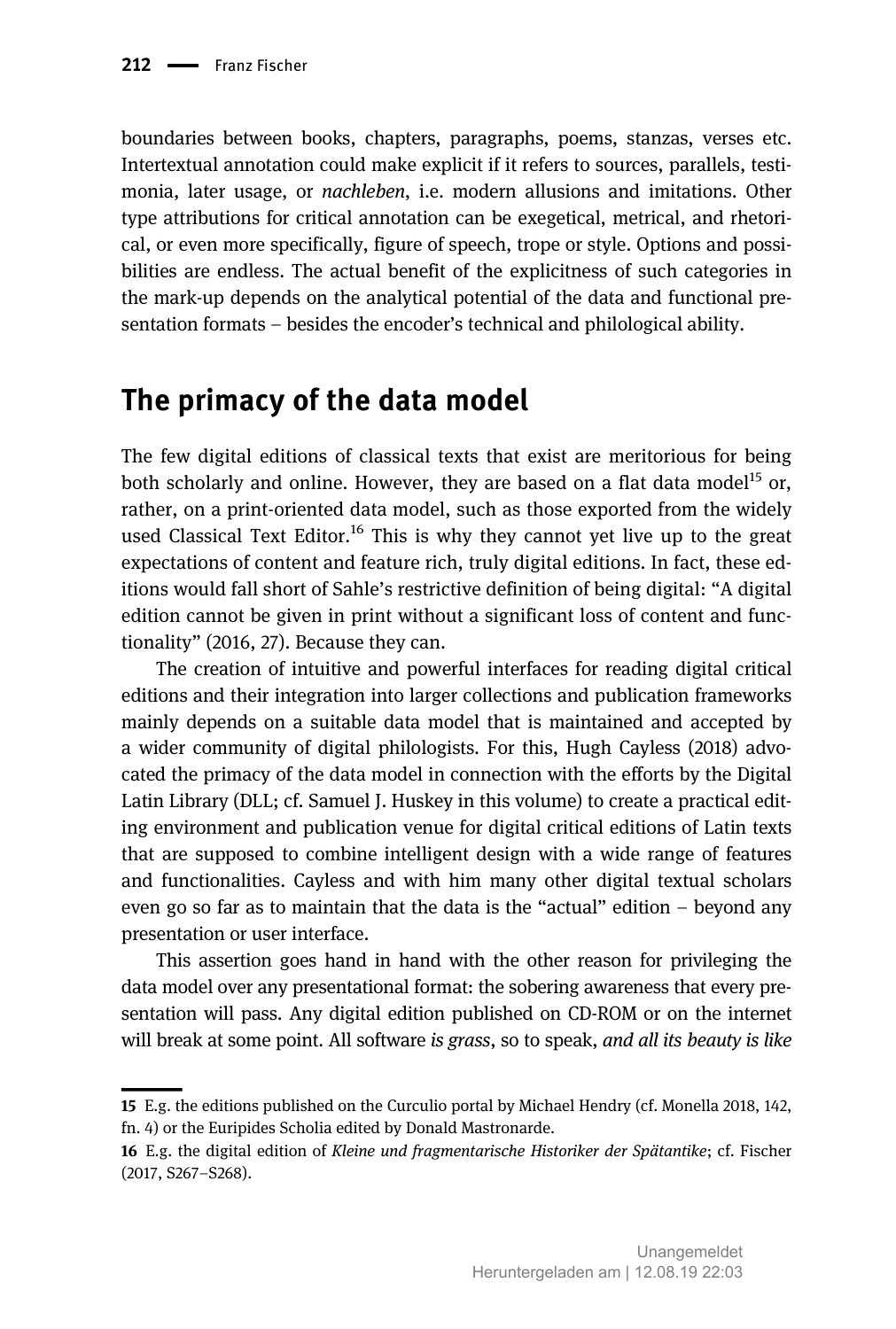boundaries between books, chapters, paragraphs, poems, stanzas, verses etc. Intertextual annotation could make explicit if it refers to sources, parallels, testimonia, later usage, or *nachleben*, i.e. modern allusions and imitations. Other type attributions for critical annotation can be exegetical, metrical, and rhetorical, or even more specifically, figure of speech, trope or style. Options and possibilities are endless. The actual benefit of the explicitness of such categories in the mark-up depends on the analytical potential of the data and functional presentation formats – besides the encoder's technical and philological ability.

## The primacy of the data model

The few digital editions of classical texts that exist are meritorious for being both scholarly and online. However, they are based on a flat data model[15] or, rather, on a print-oriented data model, such as those exported from the widely used Classical Text Editor.[16] This is why they cannot yet live up to the great expectations of content and feature rich, truly digital editions. In fact, these editions would fall short of Sahle's restrictive definition of being digital: "A digital edition cannot be given in print without a significant loss of content and functionality" (2016, 27). Because they can.

The creation of intuitive and powerful interfaces for reading digital critical editions and their integration into larger collections and publication frameworks mainly depends on a suitable data model that is maintained and accepted by a wider community of digital philologists. For this, Hugh Cayless (2018) advocated the primacy of the data model in connection with the efforts by the Digital Latin Library (DLL; cf. Samuel J. Huskey in this volume) to create a practical editing environment and publication venue for digital critical editions of Latin texts that are supposed to combine intelligent design with a wide range of features and functionalities. Cayless and with him many other digital textual scholars even go so far as to maintain that the data is the "actual" edition – beyond any presentation or user interface.

This assertion goes hand in hand with the other reason for privileging the data model over any presentational format: the sobering awareness that every presentation will pass. Any digital edition published on CD-ROM or on the internet will break at some point. All software *is grass*, so to speak, *and all its beauty is like*

15 E.g. the editions published on the Curculio portal by Michael Hendry (cf. Monella 2018, 142, fn. 4) or the Euripides Scholia edited by Donald Mastronarde.

16 E.g. the digital edition of *Kleine und fragmentarische Historiker der Spätantike*; cf. Fischer (2017, S267–S268).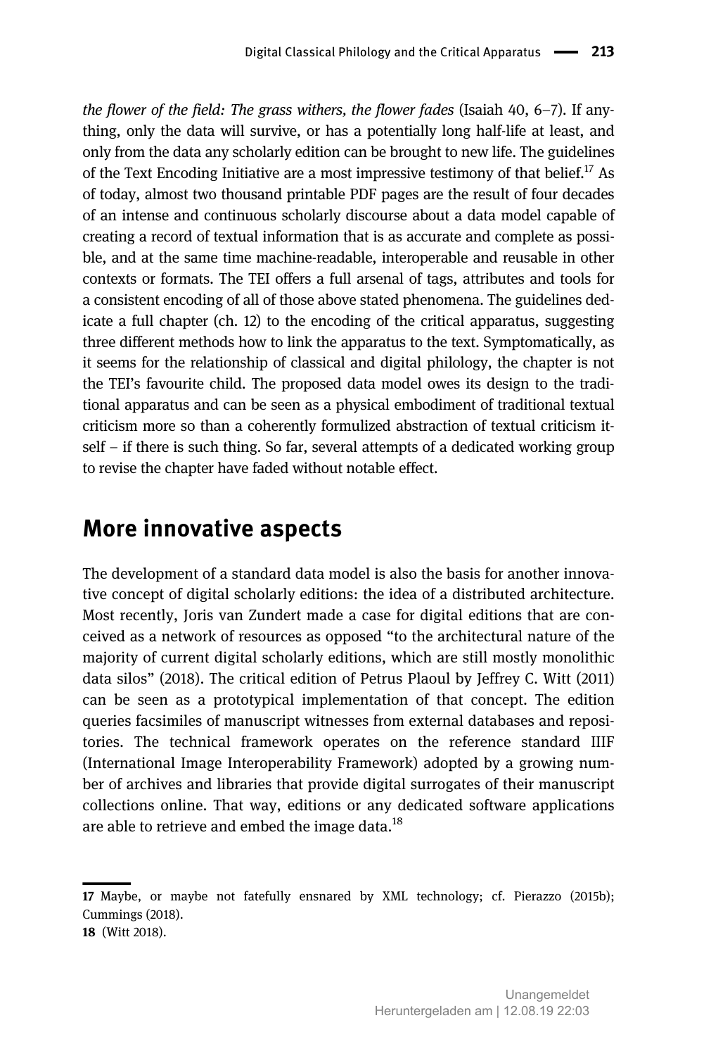*the flower of the field: The grass withers, the flower fades* (Isaiah 40, 6–7). If anything, only the data will survive, or has a potentially long half-life at least, and only from the data any scholarly edition can be brought to new life. The guidelines of the Text Encoding Initiative are a most impressive testimony of that belief.[17] As of today, almost two thousand printable PDF pages are the result of four decades of an intense and continuous scholarly discourse about a data model capable of creating a record of textual information that is as accurate and complete as possible, and at the same time machine-readable, interoperable and reusable in other contexts or formats. The TEI offers a full arsenal of tags, attributes and tools for a consistent encoding of all of those above stated phenomena. The guidelines dedicate a full chapter (ch. 12) to the encoding of the critical apparatus, suggesting three different methods how to link the apparatus to the text. Symptomatically, as it seems for the relationship of classical and digital philology, the chapter is not the TEI's favourite child. The proposed data model owes its design to the traditional apparatus and can be seen as a physical embodiment of traditional textual criticism more so than a coherently formulized abstraction of textual criticism itself – if there is such thing. So far, several attempts of a dedicated working group to revise the chapter have faded without notable effect.

## More innovative aspects

The development of a standard data model is also the basis for another innovative concept of digital scholarly editions: the idea of a distributed architecture. Most recently, Joris van Zundert made a case for digital editions that are conceived as a network of resources as opposed "to the architectural nature of the majority of current digital scholarly editions, which are still mostly monolithic data silos" (2018). The critical edition of Petrus Plaoul by Jeffrey C. Witt (2011) can be seen as a prototypical implementation of that concept. The edition queries facsimiles of manuscript witnesses from external databases and repositories. The technical framework operates on the reference standard IIIF (International Image Interoperability Framework) adopted by a growing number of archives and libraries that provide digital surrogates of their manuscript collections online. That way, editions or any dedicated software applications are able to retrieve and embed the image data.[18]

---

**17** Maybe, or maybe not fatefully ensnared by XML technology; cf. Pierazzo (2015b); Cummings (2018).

**18** (Witt 2018).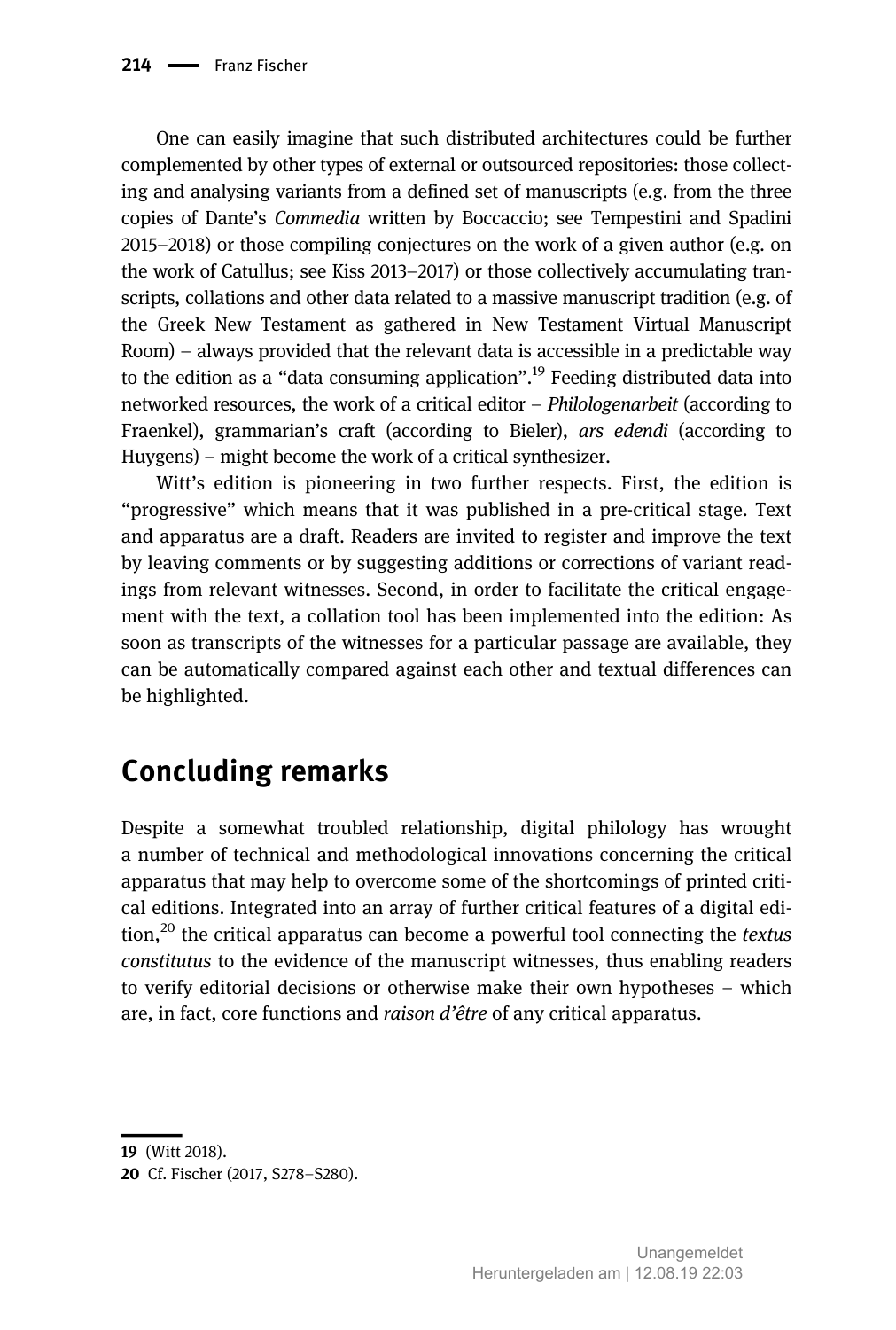One can easily imagine that such distributed architectures could be further complemented by other types of external or outsourced repositories: those collecting and analysing variants from a defined set of manuscripts (e.g. from the three copies of Dante's *Commedia* written by Boccaccio; see Tempestini and Spadini 2015–2018) or those compiling conjectures on the work of a given author (e.g. on the work of Catullus; see Kiss 2013–2017) or those collectively accumulating transcripts, collations and other data related to a massive manuscript tradition (e.g. of the Greek New Testament as gathered in New Testament Virtual Manuscript Room) – always provided that the relevant data is accessible in a predictable way to the edition as a "data consuming application".[19] Feeding distributed data into networked resources, the work of a critical editor – *Philologenarbeit* (according to Fraenkel), grammarian's craft (according to Bieler), *ars edendi* (according to Huygens) – might become the work of a critical synthesizer.

Witt's edition is pioneering in two further respects. First, the edition is "progressive" which means that it was published in a pre-critical stage. Text and apparatus are a draft. Readers are invited to register and improve the text by leaving comments or by suggesting additions or corrections of variant readings from relevant witnesses. Second, in order to facilitate the critical engagement with the text, a collation tool has been implemented into the edition: As soon as transcripts of the witnesses for a particular passage are available, they can be automatically compared against each other and textual differences can be highlighted.

## Concluding remarks

Despite a somewhat troubled relationship, digital philology has wrought a number of technical and methodological innovations concerning the critical apparatus that may help to overcome some of the shortcomings of printed critical editions. Integrated into an array of further critical features of a digital edition,[20] the critical apparatus can become a powerful tool connecting the *textus constitutus* to the evidence of the manuscript witnesses, thus enabling readers to verify editorial decisions or otherwise make their own hypotheses – which are, in fact, core functions and *raison d'être* of any critical apparatus.

---

**19** (Witt 2018).

**20** Cf. Fischer (2017, S278–S280).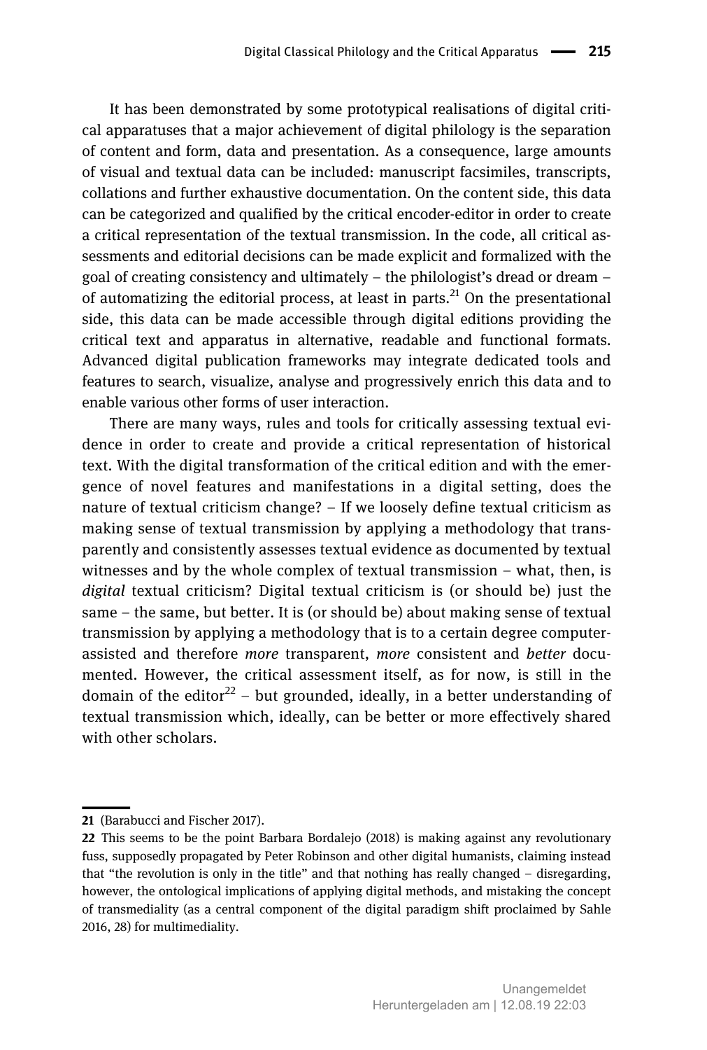It has been demonstrated by some prototypical realisations of digital critical apparatuses that a major achievement of digital philology is the separation of content and form, data and presentation. As a consequence, large amounts of visual and textual data can be included: manuscript facsimiles, transcripts, collations and further exhaustive documentation. On the content side, this data can be categorized and qualified by the critical encoder-editor in order to create a critical representation of the textual transmission. In the code, all critical assessments and editorial decisions can be made explicit and formalized with the goal of creating consistency and ultimately – the philologist's dread or dream – of automatizing the editorial process, at least in parts.[21] On the presentational side, this data can be made accessible through digital editions providing the critical text and apparatus in alternative, readable and functional formats. Advanced digital publication frameworks may integrate dedicated tools and features to search, visualize, analyse and progressively enrich this data and to enable various other forms of user interaction.

There are many ways, rules and tools for critically assessing textual evidence in order to create and provide a critical representation of historical text. With the digital transformation of the critical edition and with the emergence of novel features and manifestations in a digital setting, does the nature of textual criticism change? – If we loosely define textual criticism as making sense of textual transmission by applying a methodology that transparently and consistently assesses textual evidence as documented by textual witnesses and by the whole complex of textual transmission – what, then, is *digital* textual criticism? Digital textual criticism is (or should be) just the same – the same, but better. It is (or should be) about making sense of textual transmission by applying a methodology that is to a certain degree computer-assisted and therefore *more* transparent, *more* consistent and *better* documented. However, the critical assessment itself, as for now, is still in the domain of the editor[22] – but grounded, ideally, in a better understanding of textual transmission which, ideally, can be better or more effectively shared with other scholars.

---

**21** (Barabucci and Fischer 2017).

**22** This seems to be the point Barbara Bordalejo (2018) is making against any revolutionary fuss, supposedly propagated by Peter Robinson and other digital humanists, claiming instead that "the revolution is only in the title" and that nothing has really changed – disregarding, however, the ontological implications of applying digital methods, and mistaking the concept of transmediality (as a central component of the digital paradigm shift proclaimed by Sahle 2016, 28) for multimediality.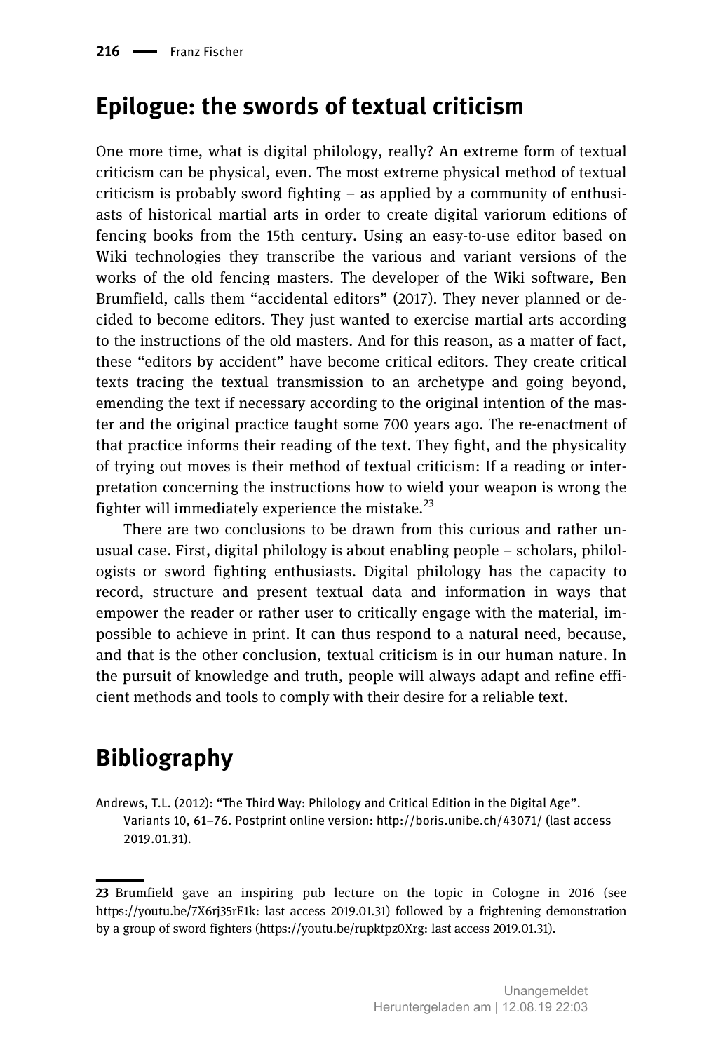## Epilogue: the swords of textual criticism

One more time, what is digital philology, really? An extreme form of textual criticism can be physical, even. The most extreme physical method of textual criticism is probably sword fighting – as applied by a community of enthusiasts of historical martial arts in order to create digital variorum editions of fencing books from the 15th century. Using an easy-to-use editor based on Wiki technologies they transcribe the various and variant versions of the works of the old fencing masters. The developer of the Wiki software, Ben Brumfield, calls them "accidental editors" (2017). They never planned or decided to become editors. They just wanted to exercise martial arts according to the instructions of the old masters. And for this reason, as a matter of fact, these "editors by accident" have become critical editors. They create critical texts tracing the textual transmission to an archetype and going beyond, emending the text if necessary according to the original intention of the master and the original practice taught some 700 years ago. The re-enactment of that practice informs their reading of the text. They fight, and the physicality of trying out moves is their method of textual criticism: If a reading or interpretation concerning the instructions how to wield your weapon is wrong the fighter will immediately experience the mistake.[23]

There are two conclusions to be drawn from this curious and rather unusual case. First, digital philology is about enabling people – scholars, philologists or sword fighting enthusiasts. Digital philology has the capacity to record, structure and present textual data and information in ways that empower the reader or rather user to critically engage with the material, impossible to achieve in print. It can thus respond to a natural need, because, and that is the other conclusion, textual criticism is in our human nature. In the pursuit of knowledge and truth, people will always adapt and refine efficient methods and tools to comply with their desire for a reliable text.

## Bibliography

Andrews, T.L. (2012): "The Third Way: Philology and Critical Edition in the Digital Age". Variants 10, 61–76. Postprint online version: http://boris.unibe.ch/43071/ (last access 2019.01.31).

---

**23** Brumfield gave an inspiring pub lecture on the topic in Cologne in 2016 (see https://youtu.be/7X6rj35rE1k: last access 2019.01.31) followed by a frightening demonstration by a group of sword fighters (https://youtu.be/rupktpz0Xrg: last access 2019.01.31).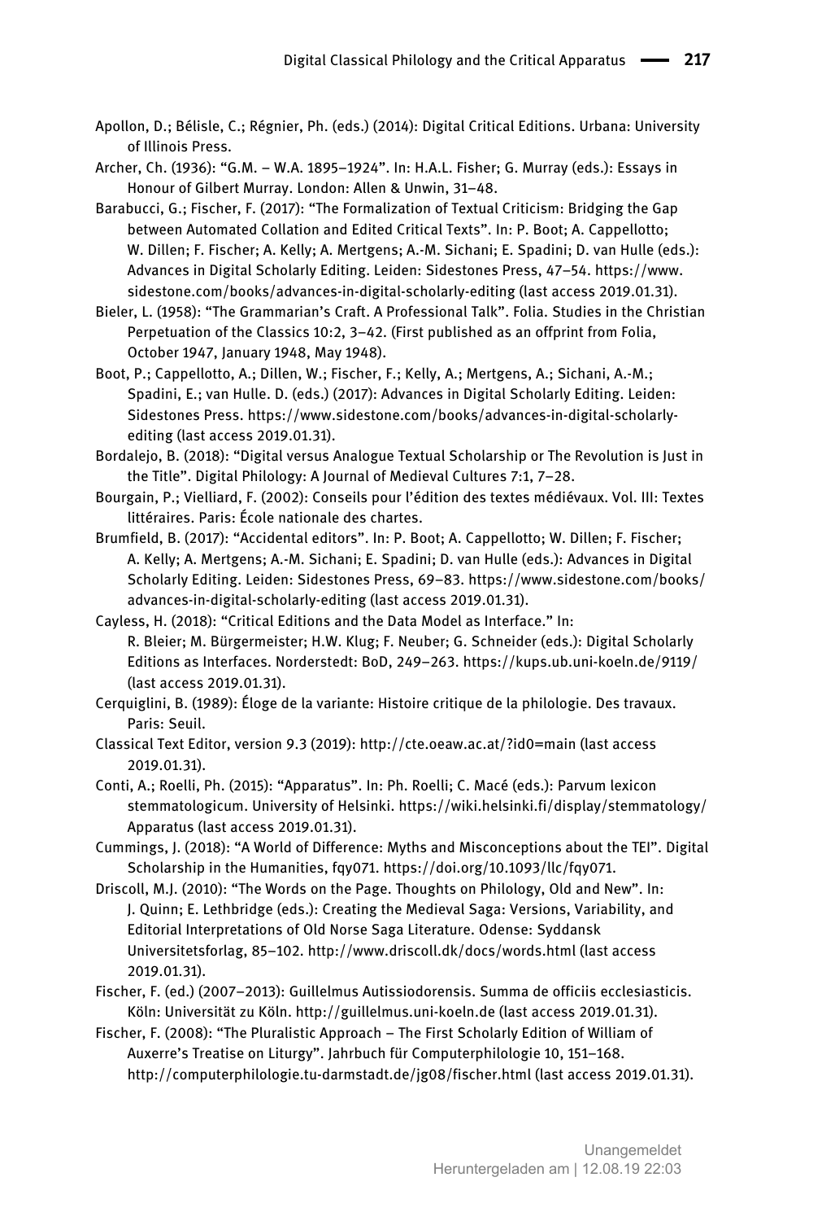Apollon, D.; Bélisle, C.; Régnier, Ph. (eds.) (2014): Digital Critical Editions. Urbana: University of Illinois Press.

Archer, Ch. (1936): "G.M. – W.A. 1895–1924". In: H.A.L. Fisher; G. Murray (eds.): Essays in Honour of Gilbert Murray. London: Allen & Unwin, 31–48.

Barabucci, G.; Fischer, F. (2017): "The Formalization of Textual Criticism: Bridging the Gap between Automated Collation and Edited Critical Texts". In: P. Boot; A. Cappellotto; W. Dillen; F. Fischer; A. Kelly; A. Mertgens; A.-M. Sichani; E. Spadini; D. van Hulle (eds.): Advances in Digital Scholarly Editing. Leiden: Sidestones Press, 47–54. https://www.sidestone.com/books/advances-in-digital-scholarly-editing (last access 2019.01.31).

Bieler, L. (1958): "The Grammarian's Craft. A Professional Talk". Folia. Studies in the Christian Perpetuation of the Classics 10:2, 3–42. (First published as an offprint from Folia, October 1947, January 1948, May 1948).

Boot, P.; Cappellotto, A.; Dillen, W.; Fischer, F.; Kelly, A.; Mertgens, A.; Sichani, A.-M.; Spadini, E.; van Hulle. D. (eds.) (2017): Advances in Digital Scholarly Editing. Leiden: Sidestones Press. https://www.sidestone.com/books/advances-in-digital-scholarly-editing (last access 2019.01.31).

Bordalejo, B. (2018): "Digital versus Analogue Textual Scholarship or The Revolution is Just in the Title". Digital Philology: A Journal of Medieval Cultures 7:1, 7–28.

Bourgain, P.; Vielliard, F. (2002): Conseils pour l'édition des textes médiévaux. Vol. III: Textes littéraires. Paris: École nationale des chartes.

Brumfield, B. (2017): "Accidental editors". In: P. Boot; A. Cappellotto; W. Dillen; F. Fischer; A. Kelly; A. Mertgens; A.-M. Sichani; E. Spadini; D. van Hulle (eds.): Advances in Digital Scholarly Editing. Leiden: Sidestones Press, 69–83. https://www.sidestone.com/books/advances-in-digital-scholarly-editing (last access 2019.01.31).

Cayless, H. (2018): "Critical Editions and the Data Model as Interface." In: R. Bleier; M. Bürgermeister; H.W. Klug; F. Neuber; G. Schneider (eds.): Digital Scholarly Editions as Interfaces. Norderstedt: BoD, 249–263. https://kups.ub.uni-koeln.de/9119/ (last access 2019.01.31).

Cerquiglini, B. (1989): Éloge de la variante: Histoire critique de la philologie. Des travaux. Paris: Seuil.

Classical Text Editor, version 9.3 (2019): http://cte.oeaw.ac.at/?id0=main (last access 2019.01.31).

Conti, A.; Roelli, Ph. (2015): "Apparatus". In: Ph. Roelli; C. Macé (eds.): Parvum lexicon stemmatologicum. University of Helsinki. https://wiki.helsinki.fi/display/stemmatology/Apparatus (last access 2019.01.31).

Cummings, J. (2018): "A World of Difference: Myths and Misconceptions about the TEI". Digital Scholarship in the Humanities, fqy071. https://doi.org/10.1093/llc/fqy071.

Driscoll, M.J. (2010): "The Words on the Page. Thoughts on Philology, Old and New". In: J. Quinn; E. Lethbridge (eds.): Creating the Medieval Saga: Versions, Variability, and Editorial Interpretations of Old Norse Saga Literature. Odense: Syddansk Universitetsforlag, 85–102. http://www.driscoll.dk/docs/words.html (last access 2019.01.31).

Fischer, F. (ed.) (2007–2013): Guillelmus Autissiodorensis. Summa de officiis ecclesiasticis. Köln: Universität zu Köln. http://guillelmus.uni-koeln.de (last access 2019.01.31).

Fischer, F. (2008): "The Pluralistic Approach – The First Scholarly Edition of William of Auxerre's Treatise on Liturgy". Jahrbuch für Computerphilologie 10, 151–168. http://computerphilologie.tu-darmstadt.de/jg08/fischer.html (last access 2019.01.31).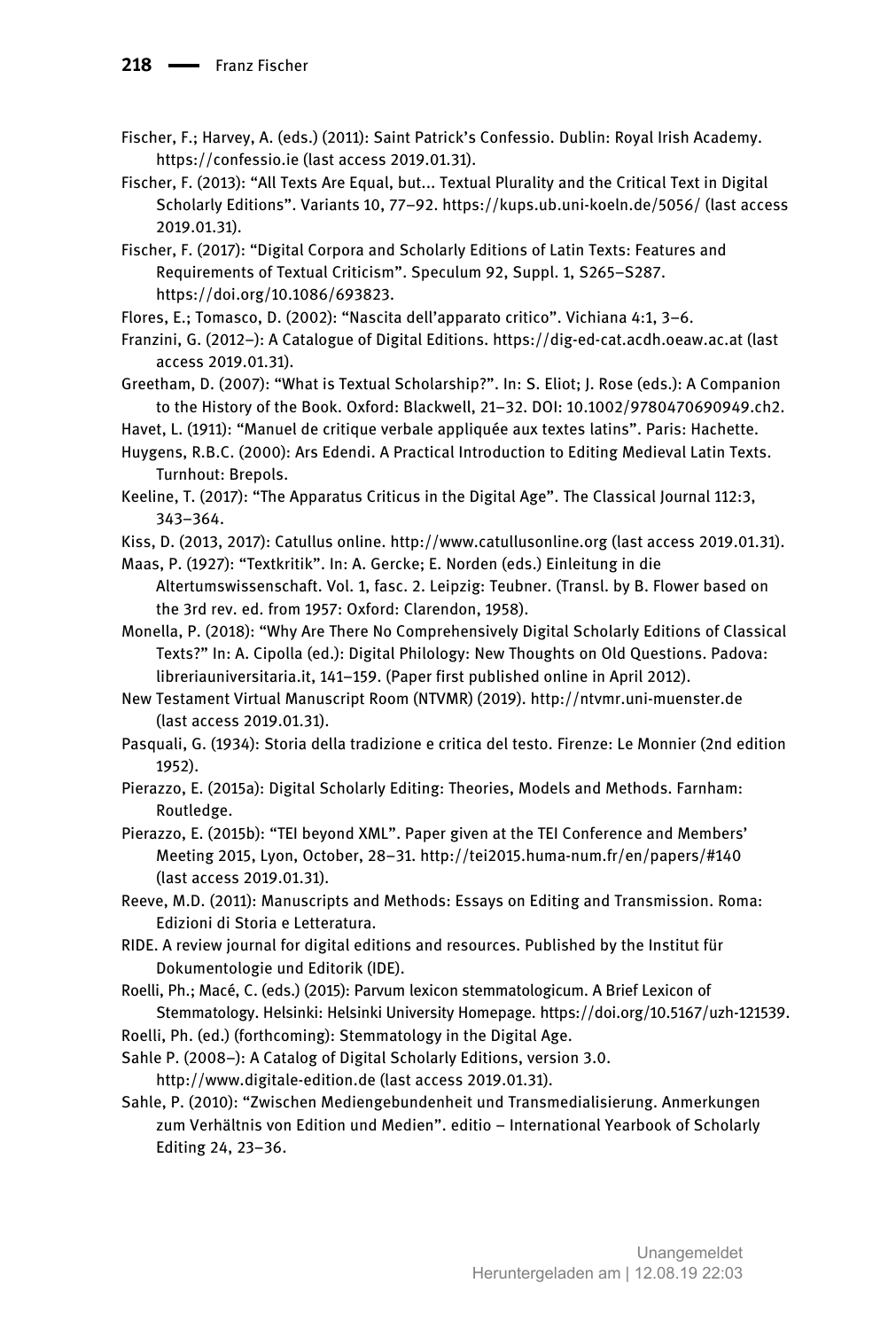Fischer, F.; Harvey, A. (eds.) (2011): Saint Patrick's Confessio. Dublin: Royal Irish Academy. https://confessio.ie (last access 2019.01.31).

Fischer, F. (2013): "All Texts Are Equal, but... Textual Plurality and the Critical Text in Digital Scholarly Editions". Variants 10, 77–92. https://kups.ub.uni-koeln.de/5056/ (last access 2019.01.31).

Fischer, F. (2017): "Digital Corpora and Scholarly Editions of Latin Texts: Features and Requirements of Textual Criticism". Speculum 92, Suppl. 1, S265–S287. https://doi.org/10.1086/693823.

Flores, E.; Tomasco, D. (2002): "Nascita dell'apparato critico". Vichiana 4:1, 3–6.

Franzini, G. (2012–): A Catalogue of Digital Editions. https://dig-ed-cat.acdh.oeaw.ac.at (last access 2019.01.31).

Greetham, D. (2007): "What is Textual Scholarship?". In: S. Eliot; J. Rose (eds.): A Companion to the History of the Book. Oxford: Blackwell, 21–32. DOI: 10.1002/9780470690949.ch2.

Havet, L. (1911): "Manuel de critique verbale appliquée aux textes latins". Paris: Hachette.

Huygens, R.B.C. (2000): Ars Edendi. A Practical Introduction to Editing Medieval Latin Texts. Turnhout: Brepols.

Keeline, T. (2017): "The Apparatus Criticus in the Digital Age". The Classical Journal 112:3, 343–364.

Kiss, D. (2013, 2017): Catullus online. http://www.catullusonline.org (last access 2019.01.31).

Maas, P. (1927): "Textkritik". In: A. Gercke; E. Norden (eds.) Einleitung in die Altertumswissenschaft. Vol. 1, fasc. 2. Leipzig: Teubner. (Transl. by B. Flower based on the 3rd rev. ed. from 1957: Oxford: Clarendon, 1958).

Monella, P. (2018): "Why Are There No Comprehensively Digital Scholarly Editions of Classical Texts?" In: A. Cipolla (ed.): Digital Philology: New Thoughts on Old Questions. Padova: libreriauniversitaria.it, 141–159. (Paper first published online in April 2012).

New Testament Virtual Manuscript Room (NTVMR) (2019). http://ntvmr.uni-muenster.de (last access 2019.01.31).

Pasquali, G. (1934): Storia della tradizione e critica del testo. Firenze: Le Monnier (2nd edition 1952).

Pierazzo, E. (2015a): Digital Scholarly Editing: Theories, Models and Methods. Farnham: Routledge.

Pierazzo, E. (2015b): "TEI beyond XML". Paper given at the TEI Conference and Members' Meeting 2015, Lyon, October, 28–31. http://tei2015.huma-num.fr/en/papers/#140 (last access 2019.01.31).

Reeve, M.D. (2011): Manuscripts and Methods: Essays on Editing and Transmission. Roma: Edizioni di Storia e Letteratura.

RIDE. A review journal for digital editions and resources. Published by the Institut für Dokumentologie und Editorik (IDE).

Roelli, Ph.; Macé, C. (eds.) (2015): Parvum lexicon stemmatologicum. A Brief Lexicon of Stemmatology. Helsinki: Helsinki University Homepage. https://doi.org/10.5167/uzh-121539.

Roelli, Ph. (ed.) (forthcoming): Stemmatology in the Digital Age.

Sahle P. (2008–): A Catalog of Digital Scholarly Editions, version 3.0. http://www.digitale-edition.de (last access 2019.01.31).

Sahle, P. (2010): "Zwischen Mediengebundenheit und Transmedialisierung. Anmerkungen zum Verhältnis von Edition und Medien". editio – International Yearbook of Scholarly Editing 24, 23–36.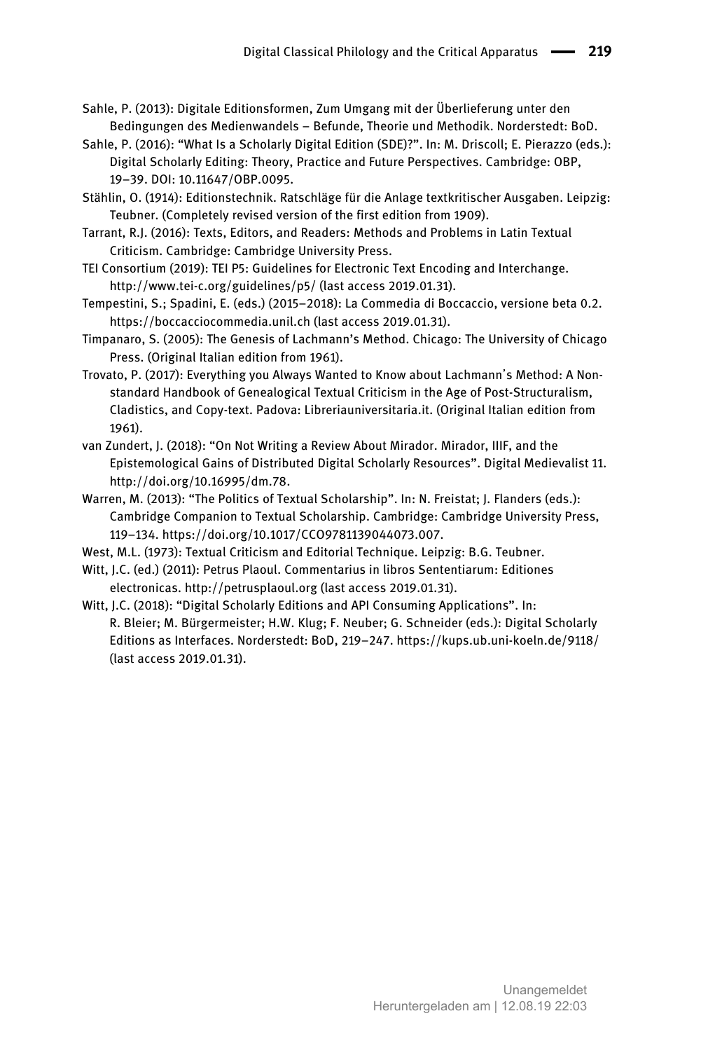Sahle, P. (2013): Digitale Editionsformen, Zum Umgang mit der Überlieferung unter den Bedingungen des Medienwandels – Befunde, Theorie und Methodik. Norderstedt: BoD.

Sahle, P. (2016): "What Is a Scholarly Digital Edition (SDE)?". In: M. Driscoll; E. Pierazzo (eds.): Digital Scholarly Editing: Theory, Practice and Future Perspectives. Cambridge: OBP, 19–39. DOI: 10.11647/OBP.0095.

Stählin, O. (1914): Editionstechnik. Ratschläge für die Anlage textkritischer Ausgaben. Leipzig: Teubner. (Completely revised version of the first edition from 1909).

Tarrant, R.J. (2016): Texts, Editors, and Readers: Methods and Problems in Latin Textual Criticism. Cambridge: Cambridge University Press.

TEI Consortium (2019): TEI P5: Guidelines for Electronic Text Encoding and Interchange. http://www.tei-c.org/guidelines/p5/ (last access 2019.01.31).

Tempestini, S.; Spadini, E. (eds.) (2015–2018): La Commedia di Boccaccio, versione beta 0.2. https://boccacciocommedia.unil.ch (last access 2019.01.31).

Timpanaro, S. (2005): The Genesis of Lachmann's Method. Chicago: The University of Chicago Press. (Original Italian edition from 1961).

Trovato, P. (2017): Everything you Always Wanted to Know about Lachmann's Method: A Non-standard Handbook of Genealogical Textual Criticism in the Age of Post-Structuralism, Cladistics, and Copy-text. Padova: Libreriauniversitaria.it. (Original Italian edition from 1961).

van Zundert, J. (2018): "On Not Writing a Review About Mirador. Mirador, IIIF, and the Epistemological Gains of Distributed Digital Scholarly Resources". Digital Medievalist 11. http://doi.org/10.16995/dm.78.

Warren, M. (2013): "The Politics of Textual Scholarship". In: N. Freistat; J. Flanders (eds.): Cambridge Companion to Textual Scholarship. Cambridge: Cambridge University Press, 119–134. https://doi.org/10.1017/CCO9781139044073.007.

West, M.L. (1973): Textual Criticism and Editorial Technique. Leipzig: B.G. Teubner.

Witt, J.C. (ed.) (2011): Petrus Plaoul. Commentarius in libros Sententiarum: Editiones electronicas. http://petrusplaoul.org (last access 2019.01.31).

Witt, J.C. (2018): "Digital Scholarly Editions and API Consuming Applications". In: R. Bleier; M. Bürgermeister; H.W. Klug; F. Neuber; G. Schneider (eds.): Digital Scholarly Editions as Interfaces. Norderstedt: BoD, 219–247. https://kups.ub.uni-koeln.de/9118/ (last access 2019.01.31).